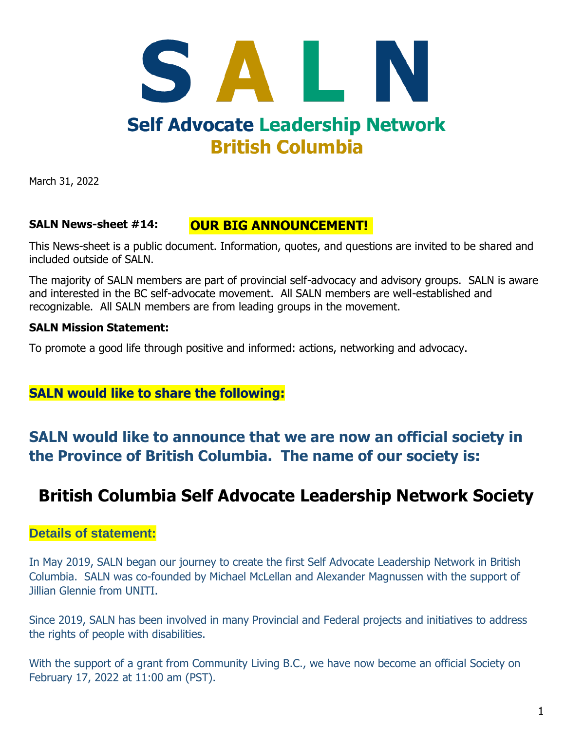# S A L N

## Self Advocate Leadership Network British Columbia

March 31, 2022

**SALN News-sheet #14:** **OUR BIG ANNOUNCEMENT!**

This News-sheet is a public document. Information, quotes, and questions are invited to be shared and included outside of SALN.

The majority of SALN members are part of provincial self-advocacy and advisory groups. SALN is aware and interested in the BC self-advocate movement. All SALN members are well-established and recognizable. All SALN members are from leading groups in the movement.

**SALN Mission Statement:**

To promote a good life through positive and informed: actions, networking and advocacy.

**SALN would like to share the following:**

## SALN would like to announce that we are now an official society in the Province of British Columbia. The name of our society is:

# British Columbia Self Advocate Leadership Network Society

**Details of statement:**

In May 2019, SALN began our journey to create the first Self Advocate Leadership Network in British Columbia. SALN was co-founded by Michael McLellan and Alexander Magnussen with the support of Jillian Glennie from UNITI.

Since 2019, SALN has been involved in many Provincial and Federal projects and initiatives to address the rights of people with disabilities.

With the support of a grant from Community Living B.C., we have now become an official Society on February 17, 2022 at 11:00 am (PST).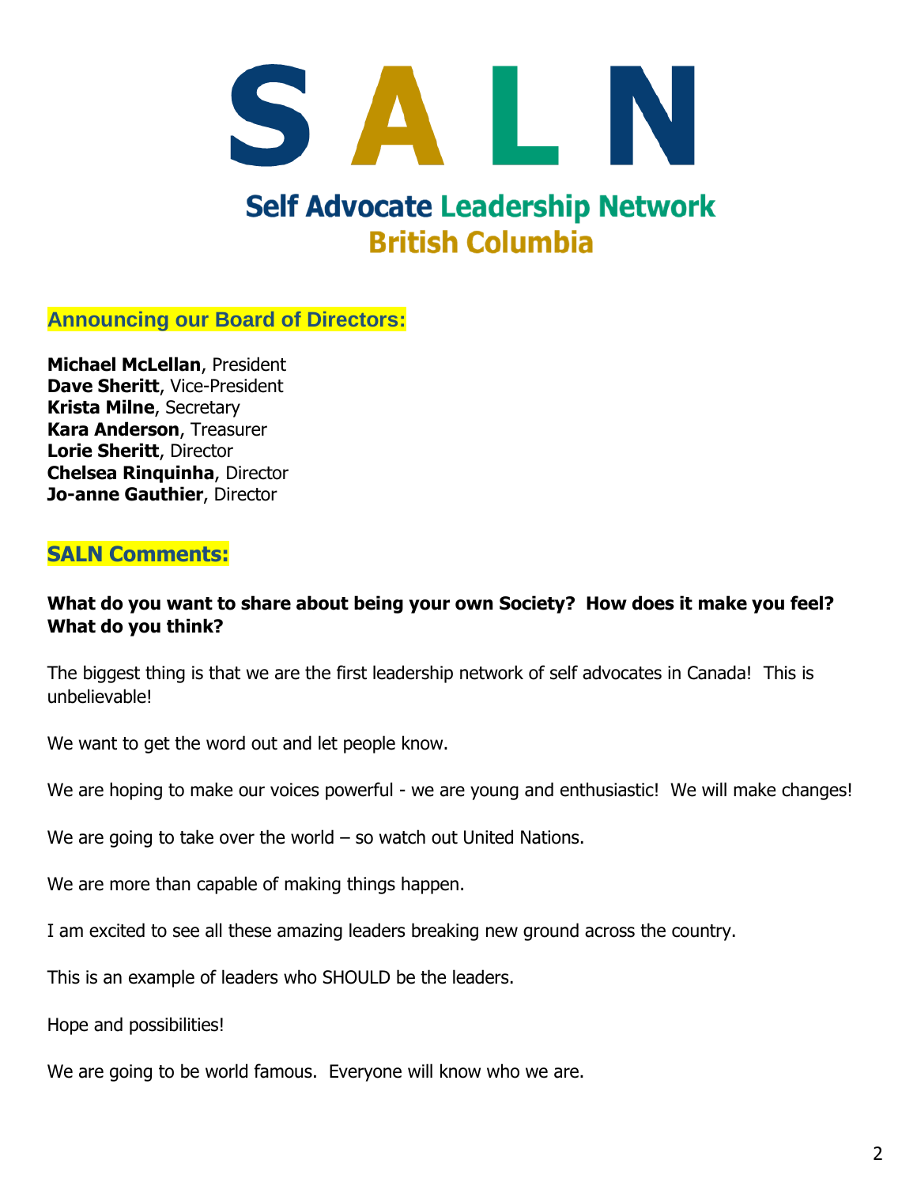# S A L N

## Self Advocate Leadership Network
## British Columbia

### Announcing our Board of Directors:

**Michael McLellan**, President
**Dave Sheritt**, Vice-President
**Krista Milne**, Secretary
**Kara Anderson**, Treasurer
**Lorie Sheritt**, Director
**Chelsea Rinquinha**, Director
**Jo-anne Gauthier**, Director

### SALN Comments:

**What do you want to share about being your own Society? How does it make you feel? What do you think?**

The biggest thing is that we are the first leadership network of self advocates in Canada! This is unbelievable!

We want to get the word out and let people know.

We are hoping to make our voices powerful - we are young and enthusiastic! We will make changes!

We are going to take over the world – so watch out United Nations.

We are more than capable of making things happen.

I am excited to see all these amazing leaders breaking new ground across the country.

This is an example of leaders who SHOULD be the leaders.

Hope and possibilities!

We are going to be world famous. Everyone will know who we are.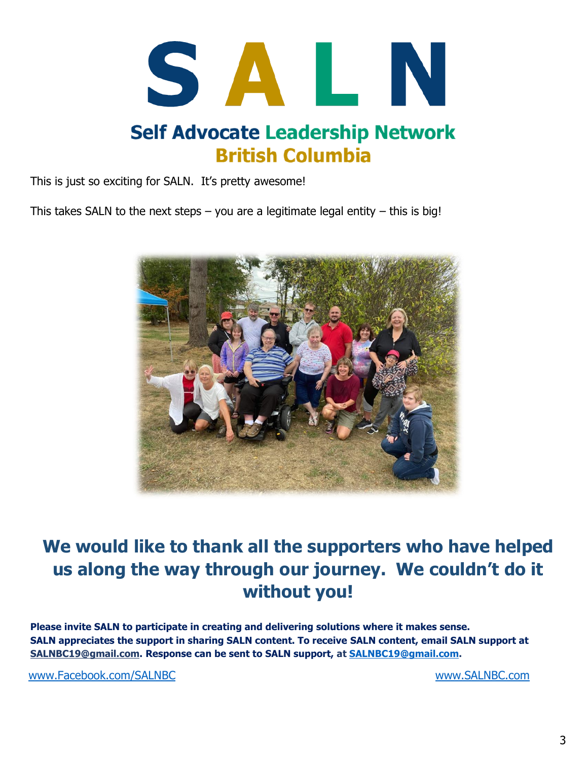# SALN

## Self Advocate Leadership Network British Columbia

This is just so exciting for SALN. It's pretty awesome!

This takes SALN to the next steps – you are a legitimate legal entity – this is big!

## We would like to thank all the supporters who have helped us along the way through our journey. We couldn't do it without you!

**Please invite SALN to participate in creating and delivering solutions where it makes sense.**
**SALN appreciates the support in sharing SALN content. To receive SALN content, email SALN support at SALNBC19@gmail.com. Response can be sent to SALN support, at SALNBC19@gmail.com.**

www.Facebook.com/SALNBC www.SALNBC.com